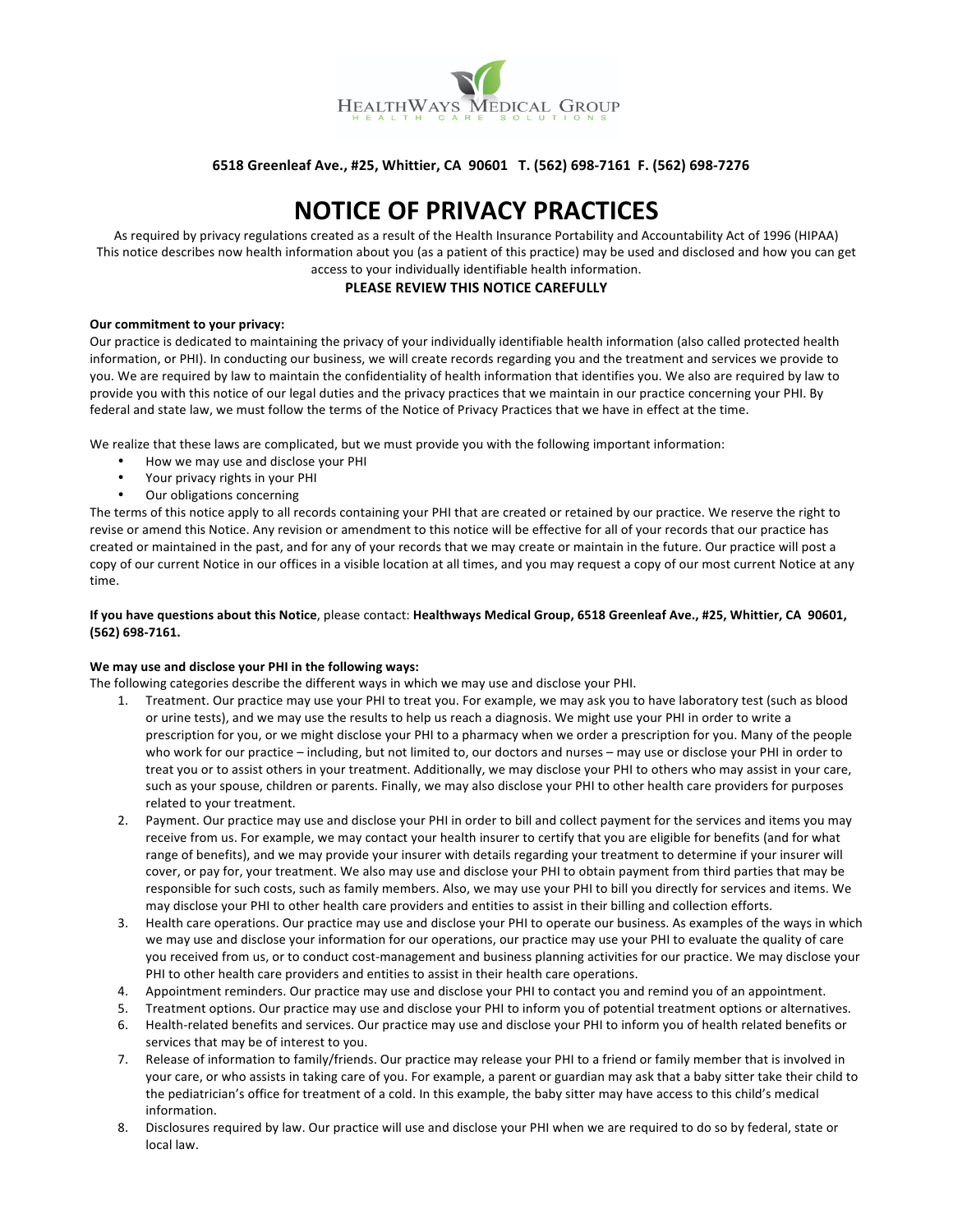HEALTHWAYS MEDICAL GROUP
HEALTH CARE SOLUTIONS

**6518 Greenleaf Ave., #25, Whittier, CA 90601 T. (562) 698-7161 F. (562) 698-7276**

# NOTICE OF PRIVACY PRACTICES

As required by privacy regulations created as a result of the Health Insurance Portability and Accountability Act of 1996 (HIPAA) This notice describes now health information about you (as a patient of this practice) may be used and disclosed and how you can get access to your individually identifiable health information.

**PLEASE REVIEW THIS NOTICE CAREFULLY**

**Our commitment to your privacy:**

Our practice is dedicated to maintaining the privacy of your individually identifiable health information (also called protected health information, or PHI). In conducting our business, we will create records regarding you and the treatment and services we provide to you. We are required by law to maintain the confidentiality of health information that identifies you. We also are required by law to provide you with this notice of our legal duties and the privacy practices that we maintain in our practice concerning your PHI. By federal and state law, we must follow the terms of the Notice of Privacy Practices that we have in effect at the time.

We realize that these laws are complicated, but we must provide you with the following important information:

- How we may use and disclose your PHI
- Your privacy rights in your PHI
- Our obligations concerning

The terms of this notice apply to all records containing your PHI that are created or retained by our practice. We reserve the right to revise or amend this Notice. Any revision or amendment to this notice will be effective for all of your records that our practice has created or maintained in the past, and for any of your records that we may create or maintain in the future. Our practice will post a copy of our current Notice in our offices in a visible location at all times, and you may request a copy of our most current Notice at any time.

**If you have questions about this Notice**, please contact: **Healthways Medical Group, 6518 Greenleaf Ave., #25, Whittier, CA 90601, (562) 698-7161.**

**We may use and disclose your PHI in the following ways:**

The following categories describe the different ways in which we may use and disclose your PHI.

1. Treatment. Our practice may use your PHI to treat you. For example, we may ask you to have laboratory test (such as blood or urine tests), and we may use the results to help us reach a diagnosis. We might use your PHI in order to write a prescription for you, or we might disclose your PHI to a pharmacy when we order a prescription for you. Many of the people who work for our practice – including, but not limited to, our doctors and nurses – may use or disclose your PHI in order to treat you or to assist others in your treatment. Additionally, we may disclose your PHI to others who may assist in your care, such as your spouse, children or parents. Finally, we may also disclose your PHI to other health care providers for purposes related to your treatment.
2. Payment. Our practice may use and disclose your PHI in order to bill and collect payment for the services and items you may receive from us. For example, we may contact your health insurer to certify that you are eligible for benefits (and for what range of benefits), and we may provide your insurer with details regarding your treatment to determine if your insurer will cover, or pay for, your treatment. We also may use and disclose your PHI to obtain payment from third parties that may be responsible for such costs, such as family members. Also, we may use your PHI to bill you directly for services and items. We may disclose your PHI to other health care providers and entities to assist in their billing and collection efforts.
3. Health care operations. Our practice may use and disclose your PHI to operate our business. As examples of the ways in which we may use and disclose your information for our operations, our practice may use your PHI to evaluate the quality of care you received from us, or to conduct cost-management and business planning activities for our practice. We may disclose your PHI to other health care providers and entities to assist in their health care operations.
4. Appointment reminders. Our practice may use and disclose your PHI to contact you and remind you of an appointment.
5. Treatment options. Our practice may use and disclose your PHI to inform you of potential treatment options or alternatives.
6. Health-related benefits and services. Our practice may use and disclose your PHI to inform you of health related benefits or services that may be of interest to you.
7. Release of information to family/friends. Our practice may release your PHI to a friend or family member that is involved in your care, or who assists in taking care of you. For example, a parent or guardian may ask that a baby sitter take their child to the pediatrician's office for treatment of a cold. In this example, the baby sitter may have access to this child's medical information.
8. Disclosures required by law. Our practice will use and disclose your PHI when we are required to do so by federal, state or local law.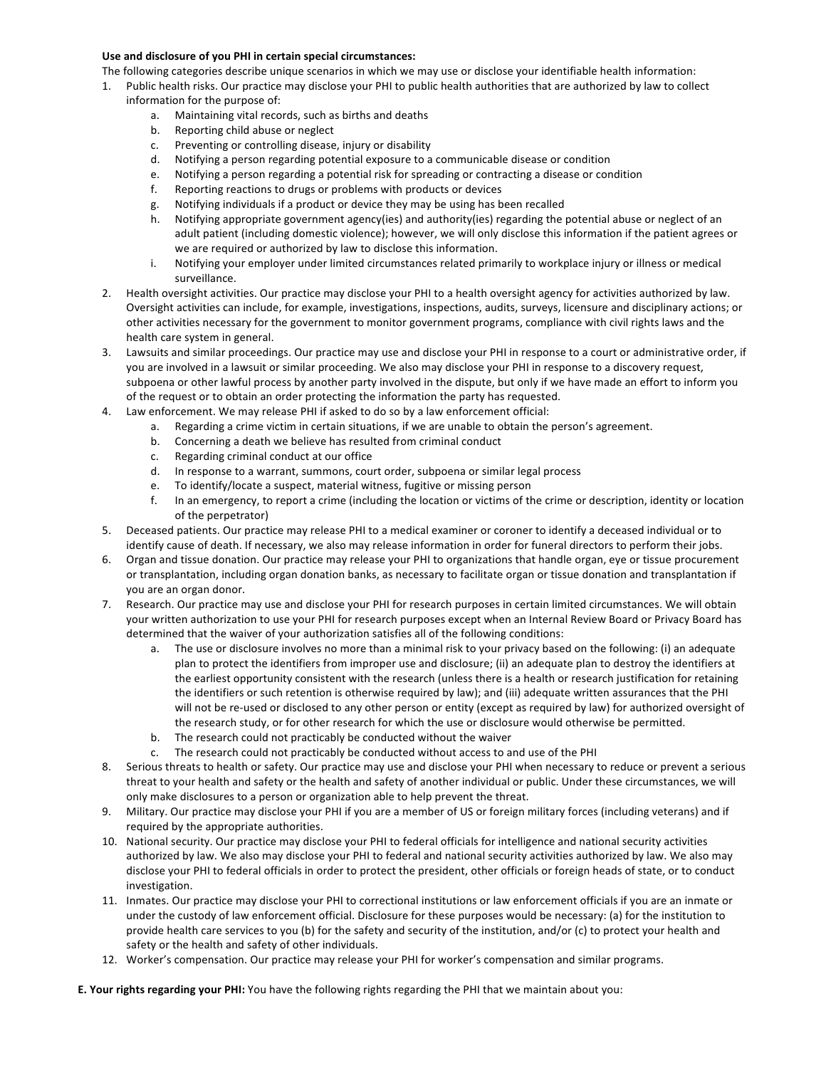**Use and disclosure of you PHI in certain special circumstances:**

The following categories describe unique scenarios in which we may use or disclose your identifiable health information:

1. Public health risks. Our practice may disclose your PHI to public health authorities that are authorized by law to collect information for the purpose of:
    a. Maintaining vital records, such as births and deaths
    b. Reporting child abuse or neglect
    c. Preventing or controlling disease, injury or disability
    d. Notifying a person regarding potential exposure to a communicable disease or condition
    e. Notifying a person regarding a potential risk for spreading or contracting a disease or condition
    f. Reporting reactions to drugs or problems with products or devices
    g. Notifying individuals if a product or device they may be using has been recalled
    h. Notifying appropriate government agency(ies) and authority(ies) regarding the potential abuse or neglect of an adult patient (including domestic violence); however, we will only disclose this information if the patient agrees or we are required or authorized by law to disclose this information.
    i. Notifying your employer under limited circumstances related primarily to workplace injury or illness or medical surveillance.
2. Health oversight activities. Our practice may disclose your PHI to a health oversight agency for activities authorized by law. Oversight activities can include, for example, investigations, inspections, audits, surveys, licensure and disciplinary actions; or other activities necessary for the government to monitor government programs, compliance with civil rights laws and the health care system in general.
3. Lawsuits and similar proceedings. Our practice may use and disclose your PHI in response to a court or administrative order, if you are involved in a lawsuit or similar proceeding. We also may disclose your PHI in response to a discovery request, subpoena or other lawful process by another party involved in the dispute, but only if we have made an effort to inform you of the request or to obtain an order protecting the information the party has requested.
4. Law enforcement. We may release PHI if asked to do so by a law enforcement official:
    a. Regarding a crime victim in certain situations, if we are unable to obtain the person's agreement.
    b. Concerning a death we believe has resulted from criminal conduct
    c. Regarding criminal conduct at our office
    d. In response to a warrant, summons, court order, subpoena or similar legal process
    e. To identify/locate a suspect, material witness, fugitive or missing person
    f. In an emergency, to report a crime (including the location or victims of the crime or description, identity or location of the perpetrator)
5. Deceased patients. Our practice may release PHI to a medical examiner or coroner to identify a deceased individual or to identify cause of death. If necessary, we also may release information in order for funeral directors to perform their jobs.
6. Organ and tissue donation. Our practice may release your PHI to organizations that handle organ, eye or tissue procurement or transplantation, including organ donation banks, as necessary to facilitate organ or tissue donation and transplantation if you are an organ donor.
7. Research. Our practice may use and disclose your PHI for research purposes in certain limited circumstances. We will obtain your written authorization to use your PHI for research purposes except when an Internal Review Board or Privacy Board has determined that the waiver of your authorization satisfies all of the following conditions:
    a. The use or disclosure involves no more than a minimal risk to your privacy based on the following: (i) an adequate plan to protect the identifiers from improper use and disclosure; (ii) an adequate plan to destroy the identifiers at the earliest opportunity consistent with the research (unless there is a health or research justification for retaining the identifiers or such retention is otherwise required by law); and (iii) adequate written assurances that the PHI will not be re-used or disclosed to any other person or entity (except as required by law) for authorized oversight of the research study, or for other research for which the use or disclosure would otherwise be permitted.
    b. The research could not practicably be conducted without the waiver
    c. The research could not practicably be conducted without access to and use of the PHI
8. Serious threats to health or safety. Our practice may use and disclose your PHI when necessary to reduce or prevent a serious threat to your health and safety or the health and safety of another individual or public. Under these circumstances, we will only make disclosures to a person or organization able to help prevent the threat.
9. Military. Our practice may disclose your PHI if you are a member of US or foreign military forces (including veterans) and if required by the appropriate authorities.
10. National security. Our practice may disclose your PHI to federal officials for intelligence and national security activities authorized by law. We also may disclose your PHI to federal and national security activities authorized by law. We also may disclose your PHI to federal officials in order to protect the president, other officials or foreign heads of state, or to conduct investigation.
11. Inmates. Our practice may disclose your PHI to correctional institutions or law enforcement officials if you are an inmate or under the custody of law enforcement official. Disclosure for these purposes would be necessary: (a) for the institution to provide health care services to you (b) for the safety and security of the institution, and/or (c) to protect your health and safety or the health and safety of other individuals.
12. Worker's compensation. Our practice may release your PHI for worker's compensation and similar programs.

**E. Your rights regarding your PHI:** You have the following rights regarding the PHI that we maintain about you: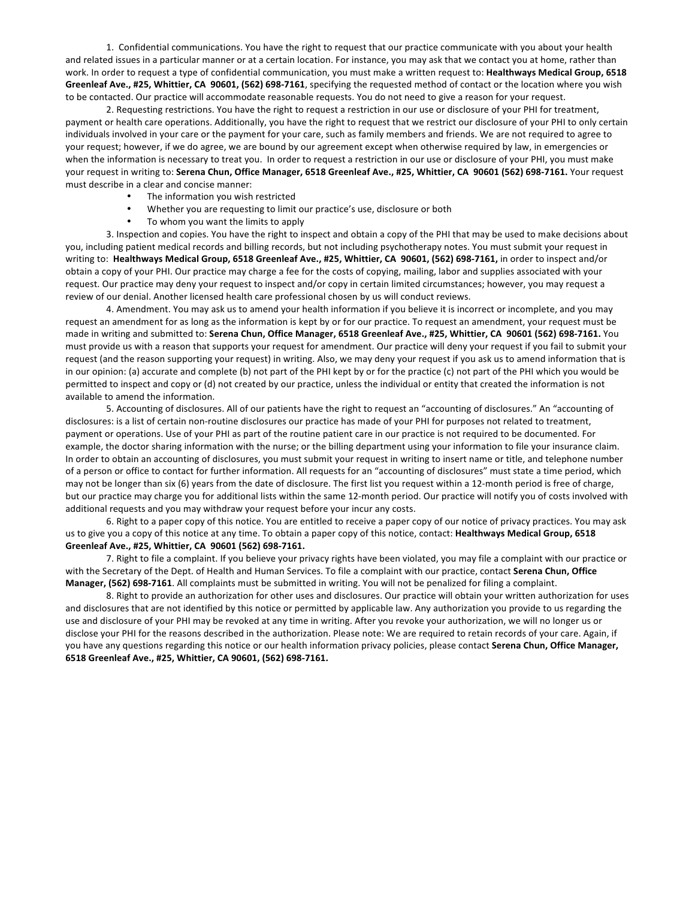1. Confidential communications. You have the right to request that our practice communicate with you about your health and related issues in a particular manner or at a certain location. For instance, you may ask that we contact you at home, rather than work. In order to request a type of confidential communication, you must make a written request to: **Healthways Medical Group, 6518 Greenleaf Ave., #25, Whittier, CA 90601, (562) 698-7161**, specifying the requested method of contact or the location where you wish to be contacted. Our practice will accommodate reasonable requests. You do not need to give a reason for your request.

2. Requesting restrictions. You have the right to request a restriction in our use or disclosure of your PHI for treatment, payment or health care operations. Additionally, you have the right to request that we restrict our disclosure of your PHI to only certain individuals involved in your care or the payment for your care, such as family members and friends. We are not required to agree to your request; however, if we do agree, we are bound by our agreement except when otherwise required by law, in emergencies or when the information is necessary to treat you. In order to request a restriction in our use or disclosure of your PHI, you must make your request in writing to: **Serena Chun, Office Manager, 6518 Greenleaf Ave., #25, Whittier, CA 90601 (562) 698-7161.** Your request must describe in a clear and concise manner:

- The information you wish restricted
- Whether you are requesting to limit our practice's use, disclosure or both
- To whom you want the limits to apply

3. Inspection and copies. You have the right to inspect and obtain a copy of the PHI that may be used to make decisions about you, including patient medical records and billing records, but not including psychotherapy notes. You must submit your request in writing to: **Healthways Medical Group, 6518 Greenleaf Ave., #25, Whittier, CA 90601, (562) 698-7161,** in order to inspect and/or obtain a copy of your PHI. Our practice may charge a fee for the costs of copying, mailing, labor and supplies associated with your request. Our practice may deny your request to inspect and/or copy in certain limited circumstances; however, you may request a review of our denial. Another licensed health care professional chosen by us will conduct reviews.

4. Amendment. You may ask us to amend your health information if you believe it is incorrect or incomplete, and you may request an amendment for as long as the information is kept by or for our practice. To request an amendment, your request must be made in writing and submitted to: **Serena Chun, Office Manager, 6518 Greenleaf Ave., #25, Whittier, CA 90601 (562) 698-7161.** You must provide us with a reason that supports your request for amendment. Our practice will deny your request if you fail to submit your request (and the reason supporting your request) in writing. Also, we may deny your request if you ask us to amend information that is in our opinion: (a) accurate and complete (b) not part of the PHI kept by or for the practice (c) not part of the PHI which you would be permitted to inspect and copy or (d) not created by our practice, unless the individual or entity that created the information is not available to amend the information.

5. Accounting of disclosures. All of our patients have the right to request an "accounting of disclosures." An "accounting of disclosures: is a list of certain non-routine disclosures our practice has made of your PHI for purposes not related to treatment, payment or operations. Use of your PHI as part of the routine patient care in our practice is not required to be documented. For example, the doctor sharing information with the nurse; or the billing department using your information to file your insurance claim. In order to obtain an accounting of disclosures, you must submit your request in writing to insert name or title, and telephone number of a person or office to contact for further information. All requests for an "accounting of disclosures" must state a time period, which may not be longer than six (6) years from the date of disclosure. The first list you request within a 12-month period is free of charge, but our practice may charge you for additional lists within the same 12-month period. Our practice will notify you of costs involved with additional requests and you may withdraw your request before your incur any costs.

6. Right to a paper copy of this notice. You are entitled to receive a paper copy of our notice of privacy practices. You may ask us to give you a copy of this notice at any time. To obtain a paper copy of this notice, contact: **Healthways Medical Group, 6518 Greenleaf Ave., #25, Whittier, CA 90601 (562) 698-7161.**

7. Right to file a complaint. If you believe your privacy rights have been violated, you may file a complaint with our practice or with the Secretary of the Dept. of Health and Human Services. To file a complaint with our practice, contact **Serena Chun, Office Manager, (562) 698-7161**. All complaints must be submitted in writing. You will not be penalized for filing a complaint.

8. Right to provide an authorization for other uses and disclosures. Our practice will obtain your written authorization for uses and disclosures that are not identified by this notice or permitted by applicable law. Any authorization you provide to us regarding the use and disclosure of your PHI may be revoked at any time in writing. After you revoke your authorization, we will no longer us or disclose your PHI for the reasons described in the authorization. Please note: We are required to retain records of your care. Again, if you have any questions regarding this notice or our health information privacy policies, please contact **Serena Chun, Office Manager, 6518 Greenleaf Ave., #25, Whittier, CA 90601, (562) 698-7161.**